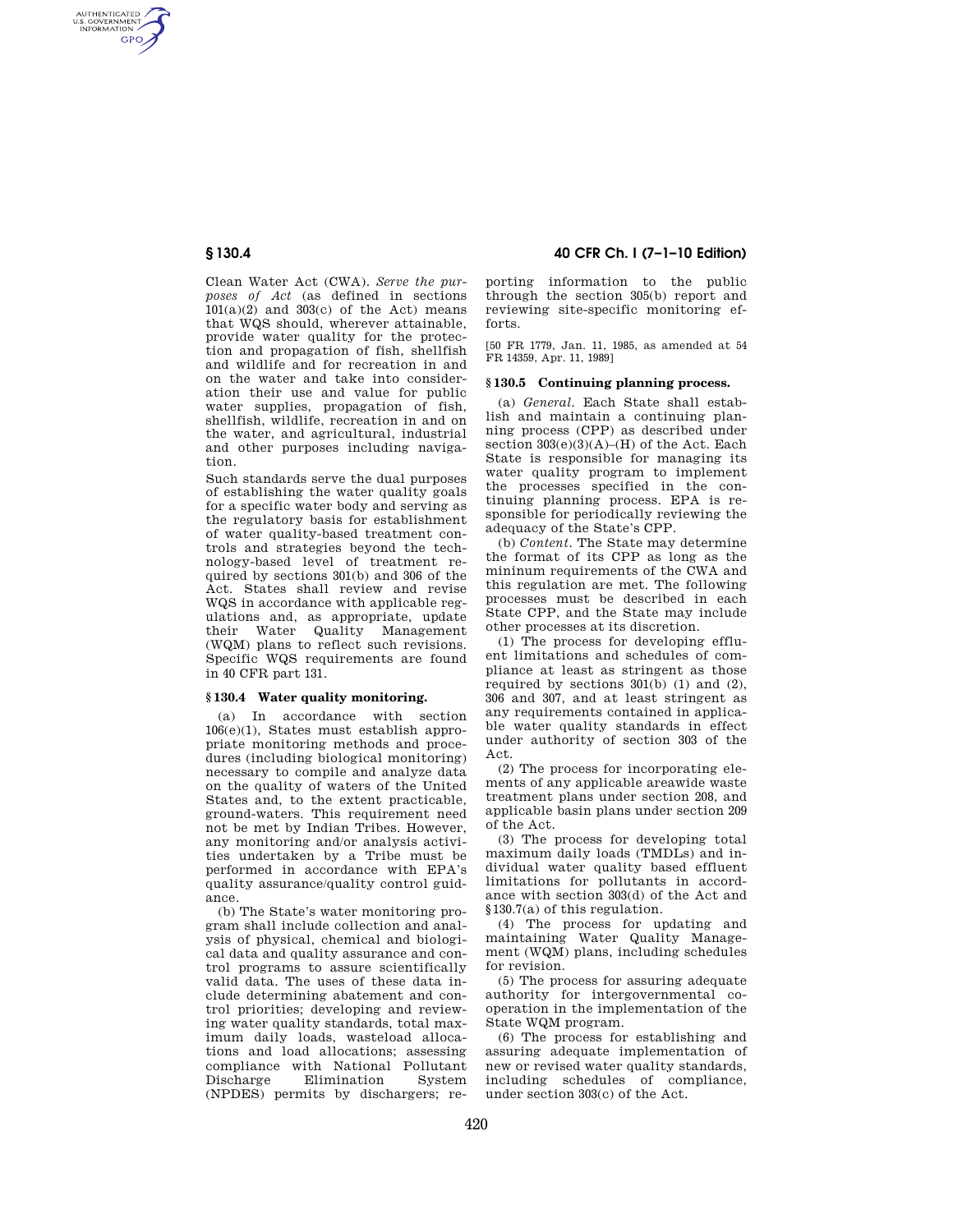Clean Water Act (CWA). *Serve the purposes of Act* (as defined in sections 101(a)(2) and 303(c) of the Act) means that WQS should, wherever attainable, provide water quality for the protection and propagation of fish, shellfish and wildlife and for recreation in and on the water and take into consideration their use and value for public water supplies, propagation of fish, shellfish, wildlife, recreation in and on the water, and agricultural, industrial and other purposes including navigation.

Such standards serve the dual purposes of establishing the water quality goals for a specific water body and serving as the regulatory basis for establishment of water quality-based treatment controls and strategies beyond the technology-based level of treatment required by sections 301(b) and 306 of the Act. States shall review and revise WQS in accordance with applicable regulations and, as appropriate, update their Water Quality Management (WQM) plans to reflect such revisions. Specific WQS requirements are found in 40 CFR part 131.

### § 130.4 Water quality monitoring.

(a) In accordance with section 106(e)(1), States must establish appropriate monitoring methods and procedures (including biological monitoring) necessary to compile and analyze data on the quality of waters of the United States and, to the extent practicable, ground-waters. This requirement need not be met by Indian Tribes. However, any monitoring and/or analysis activities undertaken by a Tribe must be performed in accordance with EPA's quality assurance/quality control guidance.

(b) The State's water monitoring program shall include collection and analysis of physical, chemical and biological data and quality assurance and control programs to assure scientifically valid data. The uses of these data include determining abatement and control priorities; developing and reviewing water quality standards, total maximum daily loads, wasteload allocations and load allocations; assessing compliance with National Pollutant Discharge Elimination System (NPDES) permits by dischargers; reporting information to the public through the section 305(b) report and reviewing site-specific monitoring efforts.

[50 FR 1779, Jan. 11, 1985, as amended at 54 FR 14359, Apr. 11, 1989]

### § 130.5 Continuing planning process.

(a) *General.* Each State shall establish and maintain a continuing planning process (CPP) as described under section 303(e)(3)(A)–(H) of the Act. Each State is responsible for managing its water quality program to implement the processes specified in the continuing planning process. EPA is responsible for periodically reviewing the adequacy of the State's CPP.

(b) *Content.* The State may determine the format of its CPP as long as the mininum requirements of the CWA and this regulation are met. The following processes must be described in each State CPP, and the State may include other processes at its discretion.

(1) The process for developing effluent limitations and schedules of compliance at least as stringent as those required by sections 301(b) (1) and (2), 306 and 307, and at least stringent as any requirements contained in applicable water quality standards in effect under authority of section 303 of the Act.

(2) The process for incorporating elements of any applicable areawide waste treatment plans under section 208, and applicable basin plans under section 209 of the Act.

(3) The process for developing total maximum daily loads (TMDLs) and individual water quality based effluent limitations for pollutants in accordance with section 303(d) of the Act and §130.7(a) of this regulation.

(4) The process for updating and maintaining Water Quality Management (WQM) plans, including schedules for revision.

(5) The process for assuring adequate authority for intergovernmental cooperation in the implementation of the State WQM program.

(6) The process for establishing and assuring adequate implementation of new or revised water quality standards, including schedules of compliance, under section 303(c) of the Act.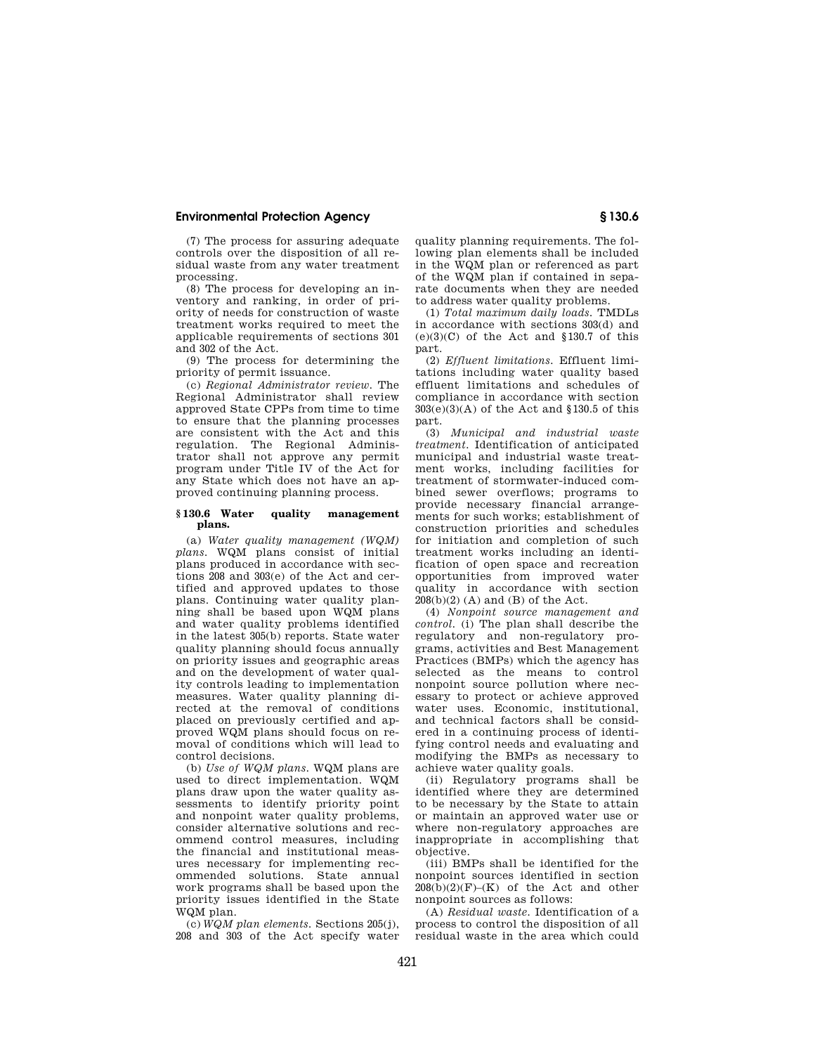(7) The process for assuring adequate controls over the disposition of all residual waste from any water treatment processing.

(8) The process for developing an inventory and ranking, in order of priority of needs for construction of waste treatment works required to meet the applicable requirements of sections 301 and 302 of the Act.

(9) The process for determining the priority of permit issuance.

(c) *Regional Administrator review.* The Regional Administrator shall review approved State CPPs from time to time to ensure that the planning processes are consistent with the Act and this regulation. The Regional Administrator shall not approve any permit program under Title IV of the Act for any State which does not have an approved continuing planning process.

### § 130.6 Water quality management plans.

(a) *Water quality management (WQM) plans.* WQM plans consist of initial plans produced in accordance with sections 208 and 303(e) of the Act and certified and approved updates to those plans. Continuing water quality planning shall be based upon WQM plans and water quality problems identified in the latest 305(b) reports. State water quality planning should focus annually on priority issues and geographic areas and on the development of water quality controls leading to implementation measures. Water quality planning directed at the removal of conditions placed on previously certified and approved WQM plans should focus on removal of conditions which will lead to control decisions.

(b) *Use of WQM plans.* WQM plans are used to direct implementation. WQM plans draw upon the water quality assessments to identify priority point and nonpoint water quality problems, consider alternative solutions and recommend control measures, including the financial and institutional measures necessary for implementing recommended solutions. State annual work programs shall be based upon the priority issues identified in the State WQM plan.

(c) *WQM plan elements.* Sections 205(j), 208 and 303 of the Act specify water quality planning requirements. The following plan elements shall be included in the WQM plan or referenced as part of the WQM plan if contained in separate documents when they are needed to address water quality problems.

(1) *Total maximum daily loads.* TMDLs in accordance with sections 303(d) and (e)(3)(C) of the Act and §130.7 of this part.

(2) *Effluent limitations.* Effluent limitations including water quality based effluent limitations and schedules of compliance in accordance with section 303(e)(3)(A) of the Act and §130.5 of this part.

(3) *Municipal and industrial waste treatment.* Identification of anticipated municipal and industrial waste treatment works, including facilities for treatment of stormwater-induced combined sewer overflows; programs to provide necessary financial arrangements for such works; establishment of construction priorities and schedules for initiation and completion of such treatment works including an identification of open space and recreation opportunities from improved water quality in accordance with section 208(b)(2) (A) and (B) of the Act.

(4) *Nonpoint source management and control.* (i) The plan shall describe the regulatory and non-regulatory programs, activities and Best Management Practices (BMPs) which the agency has selected as the means to control nonpoint source pollution where necessary to protect or achieve approved water uses. Economic, institutional, and technical factors shall be considered in a continuing process of identifying control needs and evaluating and modifying the BMPs as necessary to achieve water quality goals.

(ii) Regulatory programs shall be identified where they are determined to be necessary by the State to attain or maintain an approved water use or where non-regulatory approaches are inappropriate in accomplishing that objective.

(iii) BMPs shall be identified for the nonpoint sources identified in section 208(b)(2)(F)–(K) of the Act and other nonpoint sources as follows:

(A) *Residual waste.* Identification of a process to control the disposition of all residual waste in the area which could